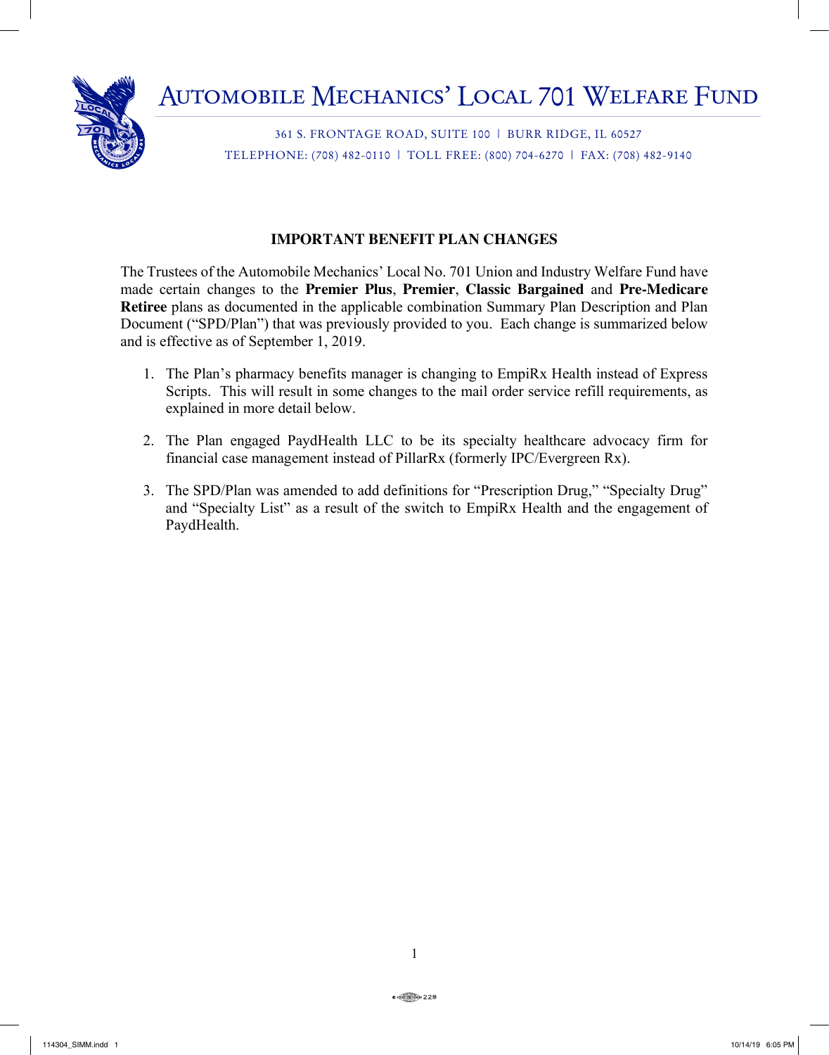# Automobile Mechanics' Local 701 Welfare Fund

361 S. FRONTAGE ROAD, SUITE 100 | BURR RIDGE, IL 60527

TELEPHONE: (708) 482-0110 | TOLL FREE: (800) 704-6270 | FAX: (708) 482-9140

## IMPORTANT BENEFIT PLAN CHANGES

The Trustees of the Automobile Mechanics' Local No. 701 Union and Industry Welfare Fund have made certain changes to the **Premier Plus**, **Premier**, **Classic Bargained** and **Pre-Medicare Retiree** plans as documented in the applicable combination Summary Plan Description and Plan Document ("SPD/Plan") that was previously provided to you. Each change is summarized below and is effective as of September 1, 2019.

1. The Plan's pharmacy benefits manager is changing to EmpiRx Health instead of Express Scripts. This will result in some changes to the mail order service refill requirements, as explained in more detail below.

2. The Plan engaged PaydHealth LLC to be its specialty healthcare advocacy firm for financial case management instead of PillarRx (formerly IPC/Evergreen Rx).

3. The SPD/Plan was amended to add definitions for "Prescription Drug," "Specialty Drug" and "Specialty List" as a result of the switch to EmpiRx Health and the engagement of PaydHealth.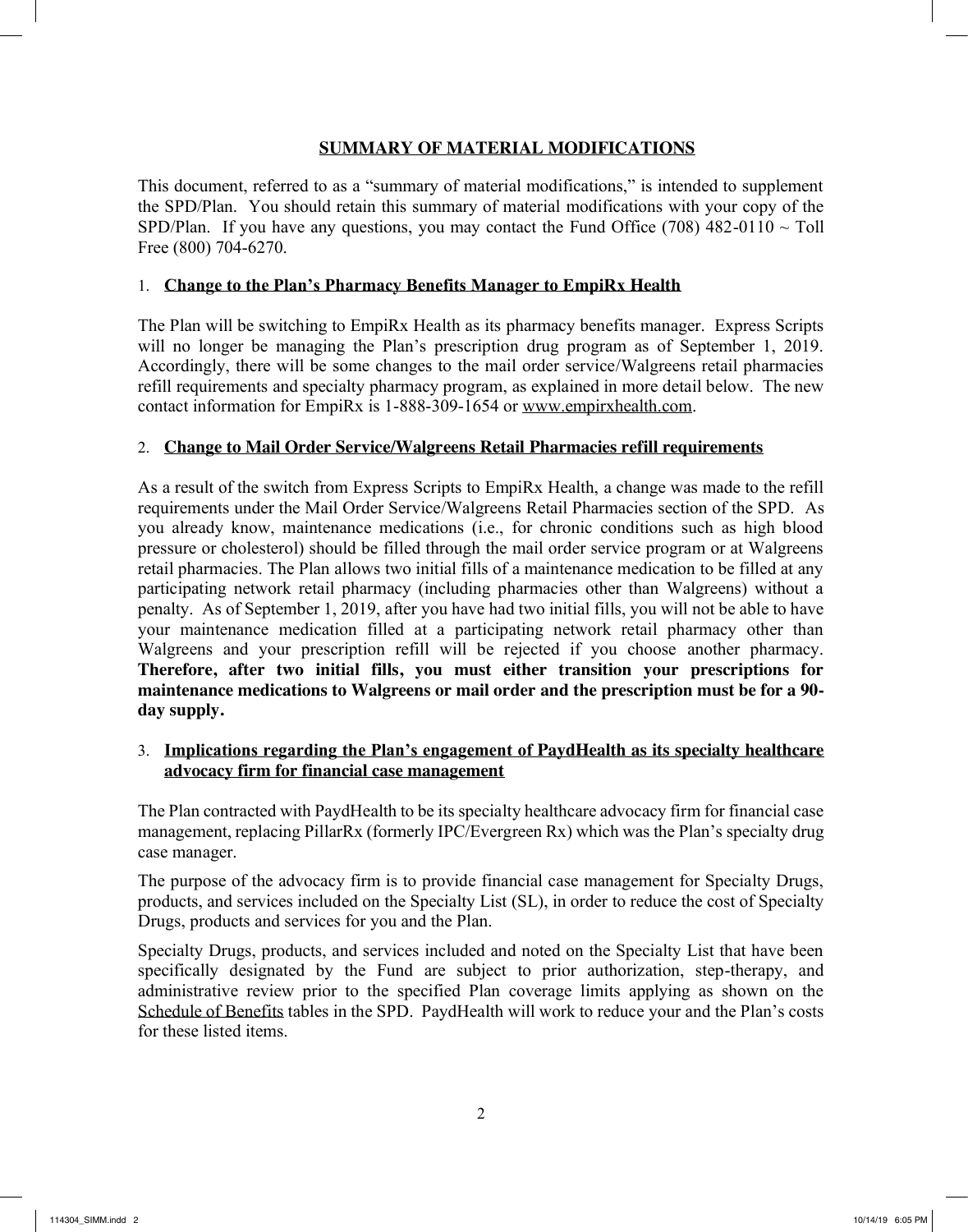## **SUMMARY OF MATERIAL MODIFICATIONS**

This document, referred to as a "summary of material modifications," is intended to supplement the SPD/Plan. You should retain this summary of material modifications with your copy of the SPD/Plan. If you have any questions, you may contact the Fund Office (708) 482-0110 ~ Toll Free (800) 704-6270.

### 1. **Change to the Plan's Pharmacy Benefits Manager to EmpiRx Health**

The Plan will be switching to EmpiRx Health as its pharmacy benefits manager. Express Scripts will no longer be managing the Plan's prescription drug program as of September 1, 2019. Accordingly, there will be some changes to the mail order service/Walgreens retail pharmacies refill requirements and specialty pharmacy program, as explained in more detail below. The new contact information for EmpiRx is 1-888-309-1654 or www.empirxhealth.com.

### 2. **Change to Mail Order Service/Walgreens Retail Pharmacies refill requirements**

As a result of the switch from Express Scripts to EmpiRx Health, a change was made to the refill requirements under the Mail Order Service/Walgreens Retail Pharmacies section of the SPD. As you already know, maintenance medications (i.e., for chronic conditions such as high blood pressure or cholesterol) should be filled through the mail order service program or at Walgreens retail pharmacies. The Plan allows two initial fills of a maintenance medication to be filled at any participating network retail pharmacy (including pharmacies other than Walgreens) without a penalty. As of September 1, 2019, after you have had two initial fills, you will not be able to have your maintenance medication filled at a participating network retail pharmacy other than Walgreens and your prescription refill will be rejected if you choose another pharmacy. **Therefore, after two initial fills, you must either transition your prescriptions for maintenance medications to Walgreens or mail order and the prescription must be for a 90-day supply.**

### 3. **Implications regarding the Plan's engagement of PaydHealth as its specialty healthcare advocacy firm for financial case management**

The Plan contracted with PaydHealth to be its specialty healthcare advocacy firm for financial case management, replacing PillarRx (formerly IPC/Evergreen Rx) which was the Plan's specialty drug case manager.

The purpose of the advocacy firm is to provide financial case management for Specialty Drugs, products, and services included on the Specialty List (SL), in order to reduce the cost of Specialty Drugs, products and services for you and the Plan.

Specialty Drugs, products, and services included and noted on the Specialty List that have been specifically designated by the Fund are subject to prior authorization, step-therapy, and administrative review prior to the specified Plan coverage limits applying as shown on the Schedule of Benefits tables in the SPD. PaydHealth will work to reduce your and the Plan's costs for these listed items.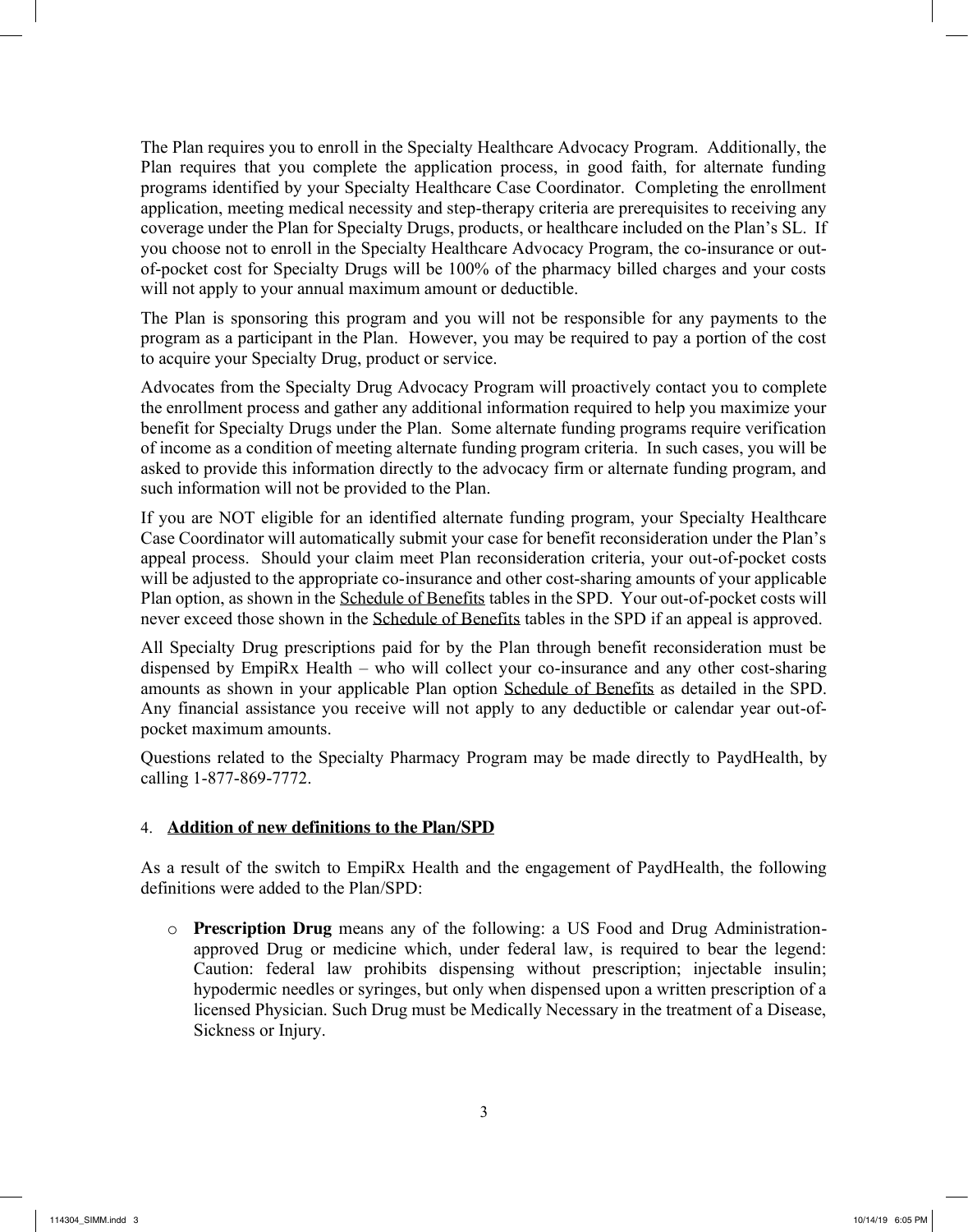The Plan requires you to enroll in the Specialty Healthcare Advocacy Program. Additionally, the Plan requires that you complete the application process, in good faith, for alternate funding programs identified by your Specialty Healthcare Case Coordinator. Completing the enrollment application, meeting medical necessity and step-therapy criteria are prerequisites to receiving any coverage under the Plan for Specialty Drugs, products, or healthcare included on the Plan's SL. If you choose not to enroll in the Specialty Healthcare Advocacy Program, the co-insurance or out-of-pocket cost for Specialty Drugs will be 100% of the pharmacy billed charges and your costs will not apply to your annual maximum amount or deductible.

The Plan is sponsoring this program and you will not be responsible for any payments to the program as a participant in the Plan. However, you may be required to pay a portion of the cost to acquire your Specialty Drug, product or service.

Advocates from the Specialty Drug Advocacy Program will proactively contact you to complete the enrollment process and gather any additional information required to help you maximize your benefit for Specialty Drugs under the Plan. Some alternate funding programs require verification of income as a condition of meeting alternate funding program criteria. In such cases, you will be asked to provide this information directly to the advocacy firm or alternate funding program, and such information will not be provided to the Plan.

If you are NOT eligible for an identified alternate funding program, your Specialty Healthcare Case Coordinator will automatically submit your case for benefit reconsideration under the Plan's appeal process. Should your claim meet Plan reconsideration criteria, your out-of-pocket costs will be adjusted to the appropriate co-insurance and other cost-sharing amounts of your applicable Plan option, as shown in the Schedule of Benefits tables in the SPD. Your out-of-pocket costs will never exceed those shown in the Schedule of Benefits tables in the SPD if an appeal is approved.

All Specialty Drug prescriptions paid for by the Plan through benefit reconsideration must be dispensed by EmpiRx Health – who will collect your co-insurance and any other cost-sharing amounts as shown in your applicable Plan option Schedule of Benefits as detailed in the SPD. Any financial assistance you receive will not apply to any deductible or calendar year out-of-pocket maximum amounts.

Questions related to the Specialty Pharmacy Program may be made directly to PaydHealth, by calling 1-877-869-7772.

## 4. Addition of new definitions to the Plan/SPD

As a result of the switch to EmpiRx Health and the engagement of PaydHealth, the following definitions were added to the Plan/SPD:

- **Prescription Drug** means any of the following: a US Food and Drug Administration-approved Drug or medicine which, under federal law, is required to bear the legend: Caution: federal law prohibits dispensing without prescription; injectable insulin; hypodermic needles or syringes, but only when dispensed upon a written prescription of a licensed Physician. Such Drug must be Medically Necessary in the treatment of a Disease, Sickness or Injury.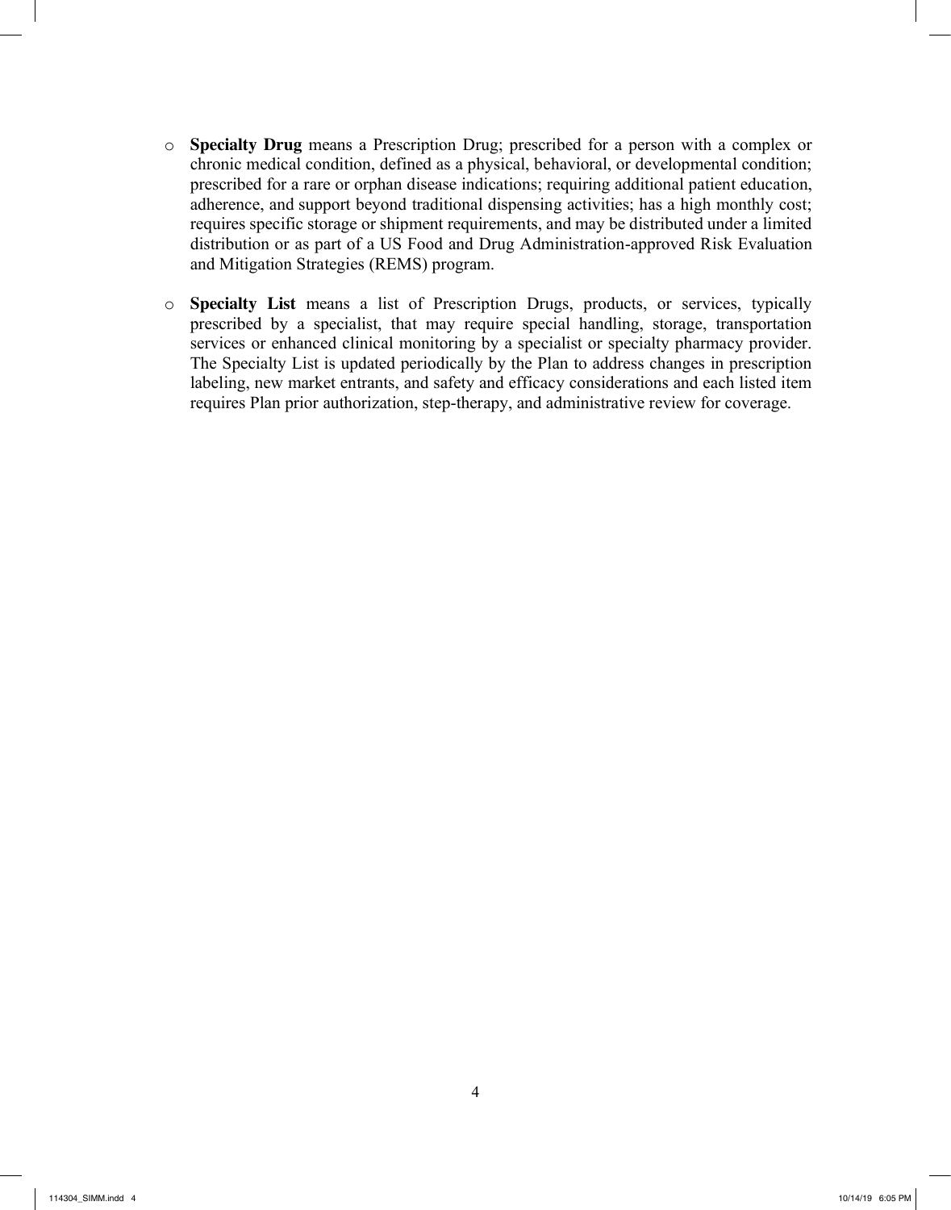- **Specialty Drug** means a Prescription Drug; prescribed for a person with a complex or chronic medical condition, defined as a physical, behavioral, or developmental condition; prescribed for a rare or orphan disease indications; requiring additional patient education, adherence, and support beyond traditional dispensing activities; has a high monthly cost; requires specific storage or shipment requirements, and may be distributed under a limited distribution or as part of a US Food and Drug Administration-approved Risk Evaluation and Mitigation Strategies (REMS) program.

- **Specialty List** means a list of Prescription Drugs, products, or services, typically prescribed by a specialist, that may require special handling, storage, transportation services or enhanced clinical monitoring by a specialist or specialty pharmacy provider. The Specialty List is updated periodically by the Plan to address changes in prescription labeling, new market entrants, and safety and efficacy considerations and each listed item requires Plan prior authorization, step-therapy, and administrative review for coverage.